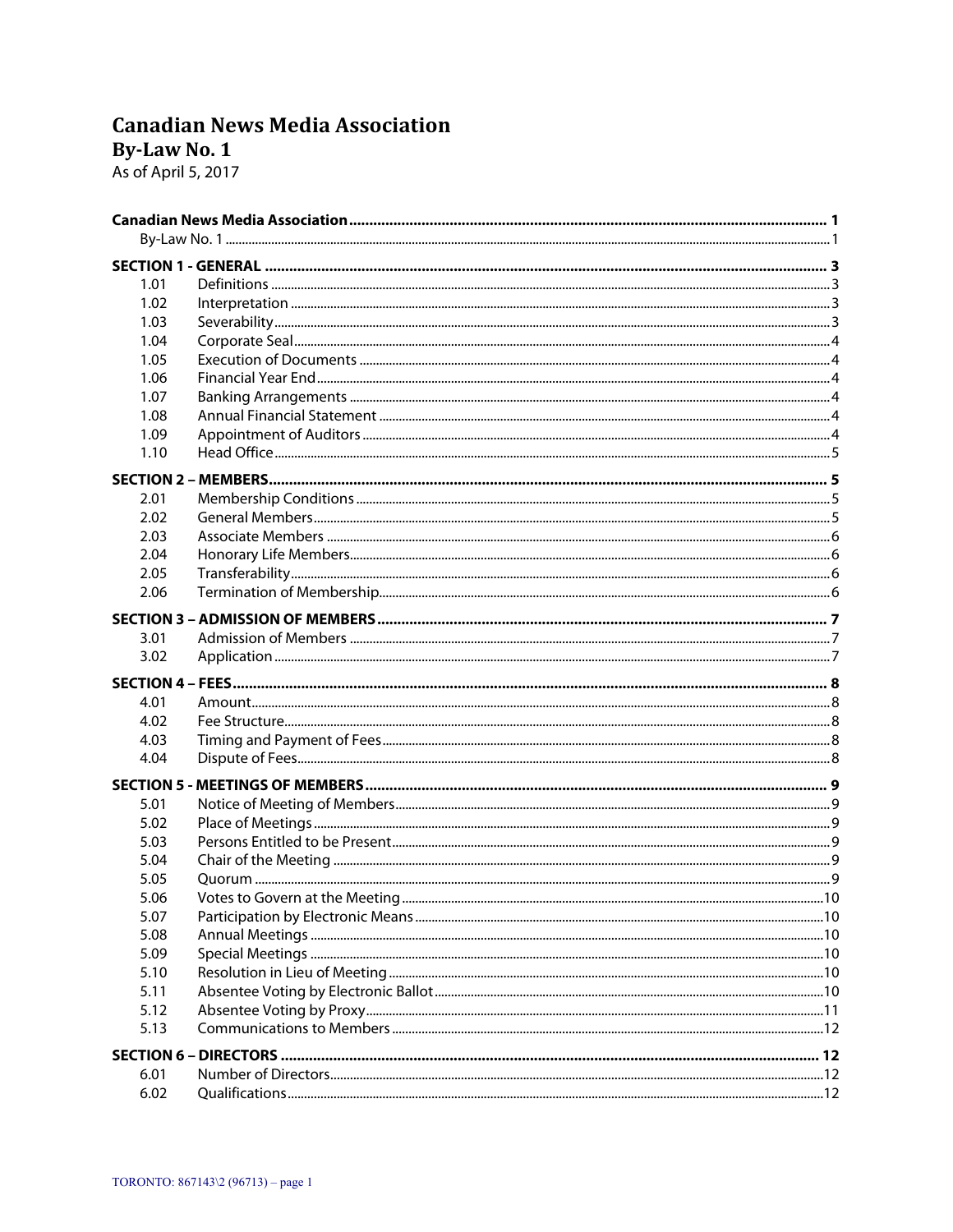# Canadian News Media Association

## By-Law No. 1

As of April 5, 2017

| | | |
|---|---|---|
| **Canadian News Media Association** | | **1** |
| By-Law No. 1 | | 1 |
| **SECTION 1 - GENERAL** | | **3** |
| 1.01 | Definitions | 3 |
| 1.02 | Interpretation | 3 |
| 1.03 | Severability | 3 |
| 1.04 | Corporate Seal | 4 |
| 1.05 | Execution of Documents | 4 |
| 1.06 | Financial Year End | 4 |
| 1.07 | Banking Arrangements | 4 |
| 1.08 | Annual Financial Statement | 4 |
| 1.09 | Appointment of Auditors | 4 |
| 1.10 | Head Office | 5 |
| **SECTION 2 – MEMBERS** | | **5** |
| 2.01 | Membership Conditions | 5 |
| 2.02 | General Members | 5 |
| 2.03 | Associate Members | 6 |
| 2.04 | Honorary Life Members | 6 |
| 2.05 | Transferability | 6 |
| 2.06 | Termination of Membership | 6 |
| **SECTION 3 – ADMISSION OF MEMBERS** | | **7** |
| 3.01 | Admission of Members | 7 |
| 3.02 | Application | 7 |
| **SECTION 4 – FEES** | | **8** |
| 4.01 | Amount | 8 |
| 4.02 | Fee Structure | 8 |
| 4.03 | Timing and Payment of Fees | 8 |
| 4.04 | Dispute of Fees | 8 |
| **SECTION 5 - MEETINGS OF MEMBERS** | | **9** |
| 5.01 | Notice of Meeting of Members | 9 |
| 5.02 | Place of Meetings | 9 |
| 5.03 | Persons Entitled to be Present | 9 |
| 5.04 | Chair of the Meeting | 9 |
| 5.05 | Quorum | 9 |
| 5.06 | Votes to Govern at the Meeting | 10 |
| 5.07 | Participation by Electronic Means | 10 |
| 5.08 | Annual Meetings | 10 |
| 5.09 | Special Meetings | 10 |
| 5.10 | Resolution in Lieu of Meeting | 10 |
| 5.11 | Absentee Voting by Electronic Ballot | 10 |
| 5.12 | Absentee Voting by Proxy | 11 |
| 5.13 | Communications to Members | 12 |
| **SECTION 6 – DIRECTORS** | | **12** |
| 6.01 | Number of Directors | 12 |
| 6.02 | Qualifications | 12 |

TORONTO: 867143\2 (96713)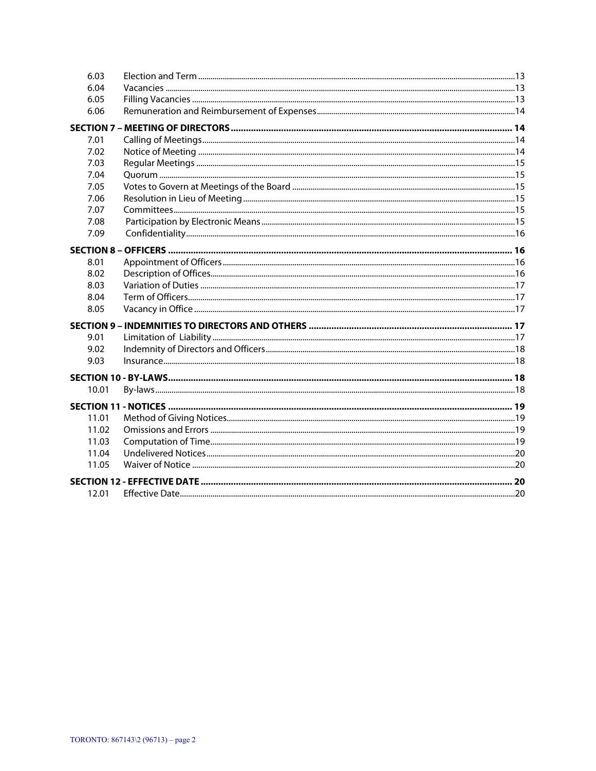| | | |
|---|---|---|
| 6.03 | Election and Term | 13 |
| 6.04 | Vacancies | 13 |
| 6.05 | Filling Vacancies | 13 |
| 6.06 | Remuneration and Reimbursement of Expenses | 14 |
| **SECTION 7 – MEETING OF DIRECTORS** | | **14** |
| 7.01 | Calling of Meetings | 14 |
| 7.02 | Notice of Meeting | 14 |
| 7.03 | Regular Meetings | 15 |
| 7.04 | Quorum | 15 |
| 7.05 | Votes to Govern at Meetings of the Board | 15 |
| 7.06 | Resolution in Lieu of Meeting | 15 |
| 7.07 | Committees | 15 |
| 7.08 | Participation by Electronic Means | 15 |
| 7.09 | Confidentiality | 16 |
| **SECTION 8 – OFFICERS** | | **16** |
| 8.01 | Appointment of Officers | 16 |
| 8.02 | Description of Offices | 16 |
| 8.03 | Variation of Duties | 17 |
| 8.04 | Term of Officers | 17 |
| 8.05 | Vacancy in Office | 17 |
| **SECTION 9 – INDEMNITIES TO DIRECTORS AND OTHERS** | | **17** |
| 9.01 | Limitation of Liability | 17 |
| 9.02 | Indemnity of Directors and Officers | 18 |
| 9.03 | Insurance | 18 |
| **SECTION 10 - BY-LAWS** | | **18** |
| 10.01 | By-laws | 18 |
| **SECTION 11 - NOTICES** | | **19** |
| 11.01 | Method of Giving Notices | 19 |
| 11.02 | Omissions and Errors | 19 |
| 11.03 | Computation of Time | 19 |
| 11.04 | Undelivered Notices | 20 |
| 11.05 | Waiver of Notice | 20 |
| **SECTION 12 - EFFECTIVE DATE** | | **20** |
| 12.01 | Effective Date | 20 |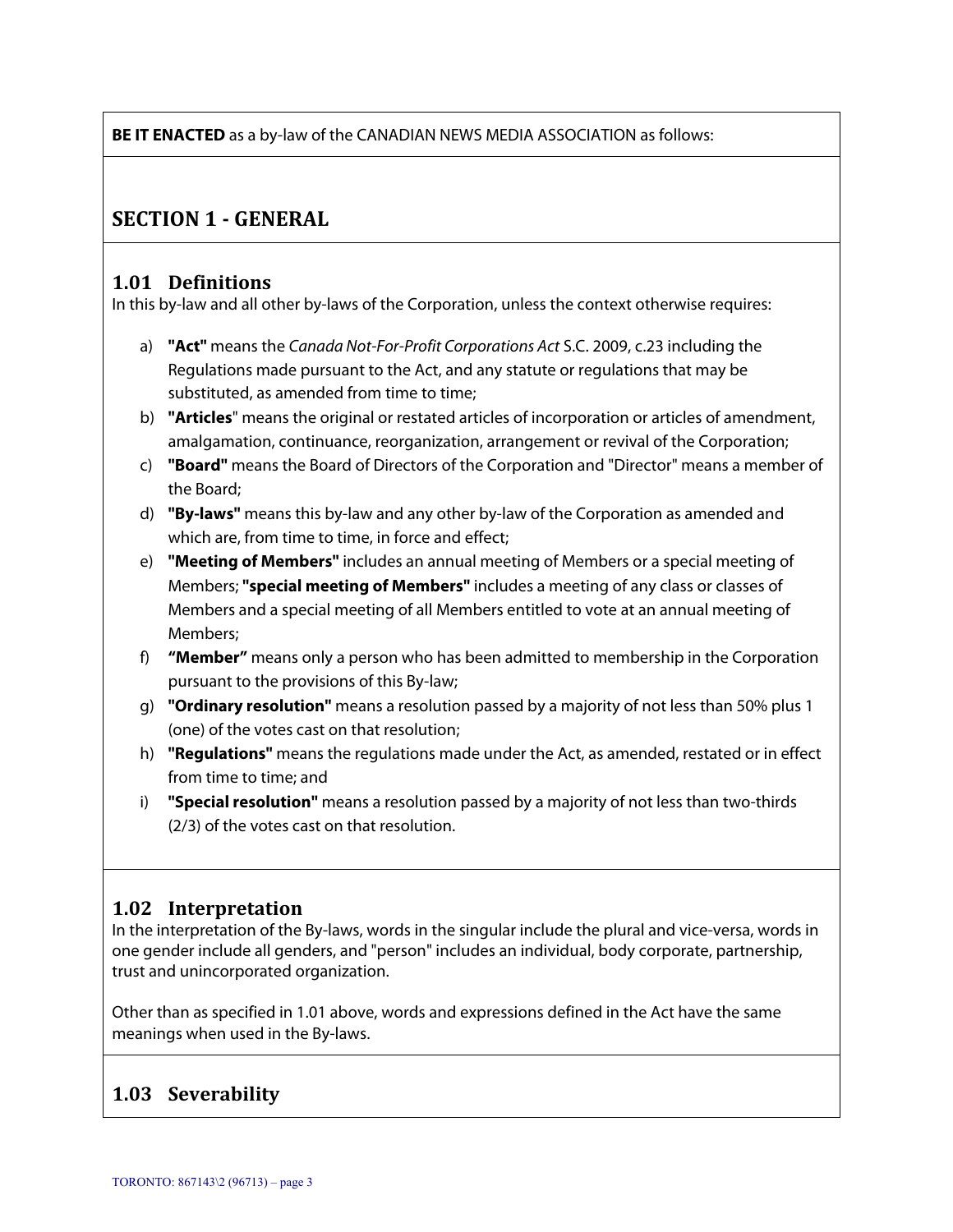**BE IT ENACTED** as a by-law of the CANADIAN NEWS MEDIA ASSOCIATION as follows:

## SECTION 1 - GENERAL

### 1.01 Definitions

In this by-law and all other by-laws of the Corporation, unless the context otherwise requires:

a) **"Act"** means the *Canada Not-For-Profit Corporations Act* S.C. 2009, c.23 including the Regulations made pursuant to the Act, and any statute or regulations that may be substituted, as amended from time to time;
b) **"Articles**" means the original or restated articles of incorporation or articles of amendment, amalgamation, continuance, reorganization, arrangement or revival of the Corporation;
c) **"Board"** means the Board of Directors of the Corporation and "Director" means a member of the Board;
d) **"By-laws"** means this by-law and any other by-law of the Corporation as amended and which are, from time to time, in force and effect;
e) **"Meeting of Members"** includes an annual meeting of Members or a special meeting of Members; **"special meeting of Members"** includes a meeting of any class or classes of Members and a special meeting of all Members entitled to vote at an annual meeting of Members;
f) **"Member"** means only a person who has been admitted to membership in the Corporation pursuant to the provisions of this By-law;
g) **"Ordinary resolution"** means a resolution passed by a majority of not less than 50% plus 1 (one) of the votes cast on that resolution;
h) **"Regulations"** means the regulations made under the Act, as amended, restated or in effect from time to time; and
i) **"Special resolution"** means a resolution passed by a majority of not less than two-thirds (2/3) of the votes cast on that resolution.

### 1.02 Interpretation

In the interpretation of the By-laws, words in the singular include the plural and vice-versa, words in one gender include all genders, and "person" includes an individual, body corporate, partnership, trust and unincorporated organization.

Other than as specified in 1.01 above, words and expressions defined in the Act have the same meanings when used in the By-laws.

### 1.03 Severability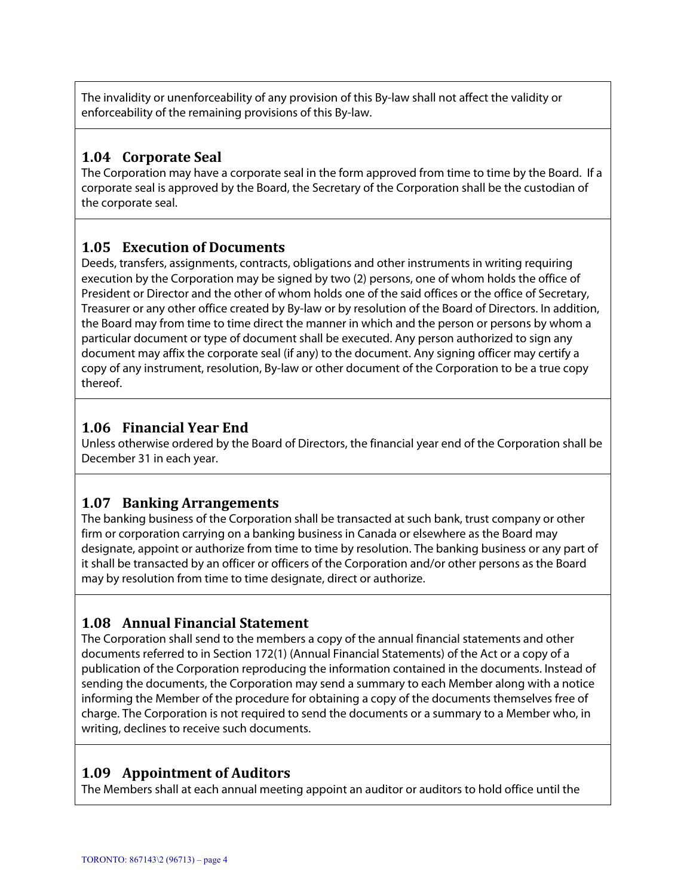The invalidity or unenforceability of any provision of this By-law shall not affect the validity or enforceability of the remaining provisions of this By-law.

### 1.04 Corporate Seal

The Corporation may have a corporate seal in the form approved from time to time by the Board. If a corporate seal is approved by the Board, the Secretary of the Corporation shall be the custodian of the corporate seal.

### 1.05 Execution of Documents

Deeds, transfers, assignments, contracts, obligations and other instruments in writing requiring execution by the Corporation may be signed by two (2) persons, one of whom holds the office of President or Director and the other of whom holds one of the said offices or the office of Secretary, Treasurer or any other office created by By-law or by resolution of the Board of Directors. In addition, the Board may from time to time direct the manner in which and the person or persons by whom a particular document or type of document shall be executed. Any person authorized to sign any document may affix the corporate seal (if any) to the document. Any signing officer may certify a copy of any instrument, resolution, By-law or other document of the Corporation to be a true copy thereof.

### 1.06 Financial Year End

Unless otherwise ordered by the Board of Directors, the financial year end of the Corporation shall be December 31 in each year.

### 1.07 Banking Arrangements

The banking business of the Corporation shall be transacted at such bank, trust company or other firm or corporation carrying on a banking business in Canada or elsewhere as the Board may designate, appoint or authorize from time to time by resolution. The banking business or any part of it shall be transacted by an officer or officers of the Corporation and/or other persons as the Board may by resolution from time to time designate, direct or authorize.

### 1.08 Annual Financial Statement

The Corporation shall send to the members a copy of the annual financial statements and other documents referred to in Section 172(1) (Annual Financial Statements) of the Act or a copy of a publication of the Corporation reproducing the information contained in the documents. Instead of sending the documents, the Corporation may send a summary to each Member along with a notice informing the Member of the procedure for obtaining a copy of the documents themselves free of charge. The Corporation is not required to send the documents or a summary to a Member who, in writing, declines to receive such documents.

### 1.09 Appointment of Auditors

The Members shall at each annual meeting appoint an auditor or auditors to hold office until the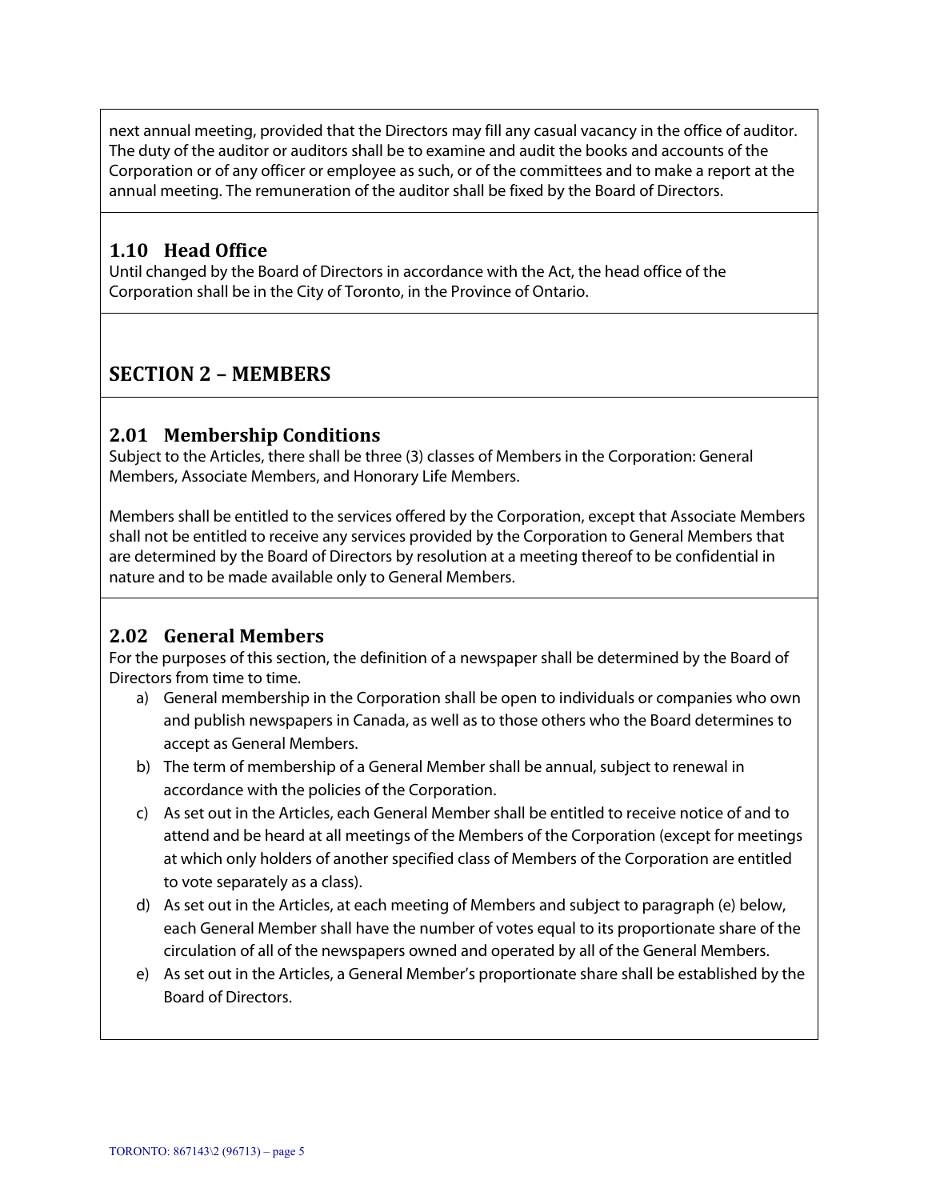next annual meeting, provided that the Directors may fill any casual vacancy in the office of auditor. The duty of the auditor or auditors shall be to examine and audit the books and accounts of the Corporation or of any officer or employee as such, or of the committees and to make a report at the annual meeting. The remuneration of the auditor shall be fixed by the Board of Directors.

### 1.10 Head Office

Until changed by the Board of Directors in accordance with the Act, the head office of the Corporation shall be in the City of Toronto, in the Province of Ontario.

## SECTION 2 – MEMBERS

### 2.01 Membership Conditions

Subject to the Articles, there shall be three (3) classes of Members in the Corporation: General Members, Associate Members, and Honorary Life Members.

Members shall be entitled to the services offered by the Corporation, except that Associate Members shall not be entitled to receive any services provided by the Corporation to General Members that are determined by the Board of Directors by resolution at a meeting thereof to be confidential in nature and to be made available only to General Members.

### 2.02 General Members

For the purposes of this section, the definition of a newspaper shall be determined by the Board of Directors from time to time.

a) General membership in the Corporation shall be open to individuals or companies who own and publish newspapers in Canada, as well as to those others who the Board determines to accept as General Members.
b) The term of membership of a General Member shall be annual, subject to renewal in accordance with the policies of the Corporation.
c) As set out in the Articles, each General Member shall be entitled to receive notice of and to attend and be heard at all meetings of the Members of the Corporation (except for meetings at which only holders of another specified class of Members of the Corporation are entitled to vote separately as a class).
d) As set out in the Articles, at each meeting of Members and subject to paragraph (e) below, each General Member shall have the number of votes equal to its proportionate share of the circulation of all of the newspapers owned and operated by all of the General Members.
e) As set out in the Articles, a General Member's proportionate share shall be established by the Board of Directors.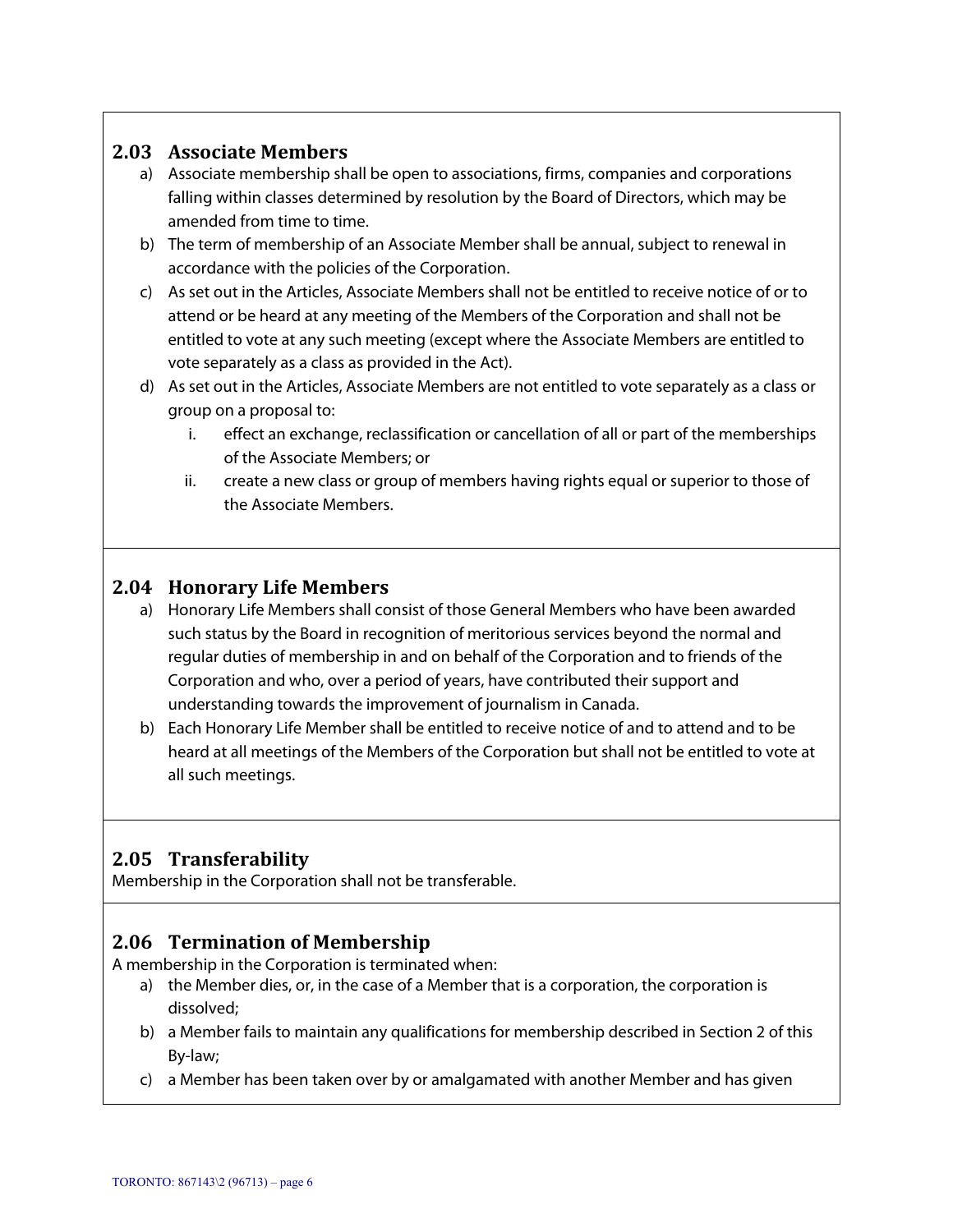## 2.03 Associate Members

a) Associate membership shall be open to associations, firms, companies and corporations falling within classes determined by resolution by the Board of Directors, which may be amended from time to time.

b) The term of membership of an Associate Member shall be annual, subject to renewal in accordance with the policies of the Corporation.

c) As set out in the Articles, Associate Members shall not be entitled to receive notice of or to attend or be heard at any meeting of the Members of the Corporation and shall not be entitled to vote at any such meeting (except where the Associate Members are entitled to vote separately as a class as provided in the Act).

d) As set out in the Articles, Associate Members are not entitled to vote separately as a class or group on a proposal to:

   i. effect an exchange, reclassification or cancellation of all or part of the memberships of the Associate Members; or

   ii. create a new class or group of members having rights equal or superior to those of the Associate Members.

## 2.04 Honorary Life Members

a) Honorary Life Members shall consist of those General Members who have been awarded such status by the Board in recognition of meritorious services beyond the normal and regular duties of membership in and on behalf of the Corporation and to friends of the Corporation and who, over a period of years, have contributed their support and understanding towards the improvement of journalism in Canada.

b) Each Honorary Life Member shall be entitled to receive notice of and to attend and to be heard at all meetings of the Members of the Corporation but shall not be entitled to vote at all such meetings.

## 2.05 Transferability

Membership in the Corporation shall not be transferable.

## 2.06 Termination of Membership

A membership in the Corporation is terminated when:

a) the Member dies, or, in the case of a Member that is a corporation, the corporation is dissolved;

b) a Member fails to maintain any qualifications for membership described in Section 2 of this By-law;

c) a Member has been taken over by or amalgamated with another Member and has given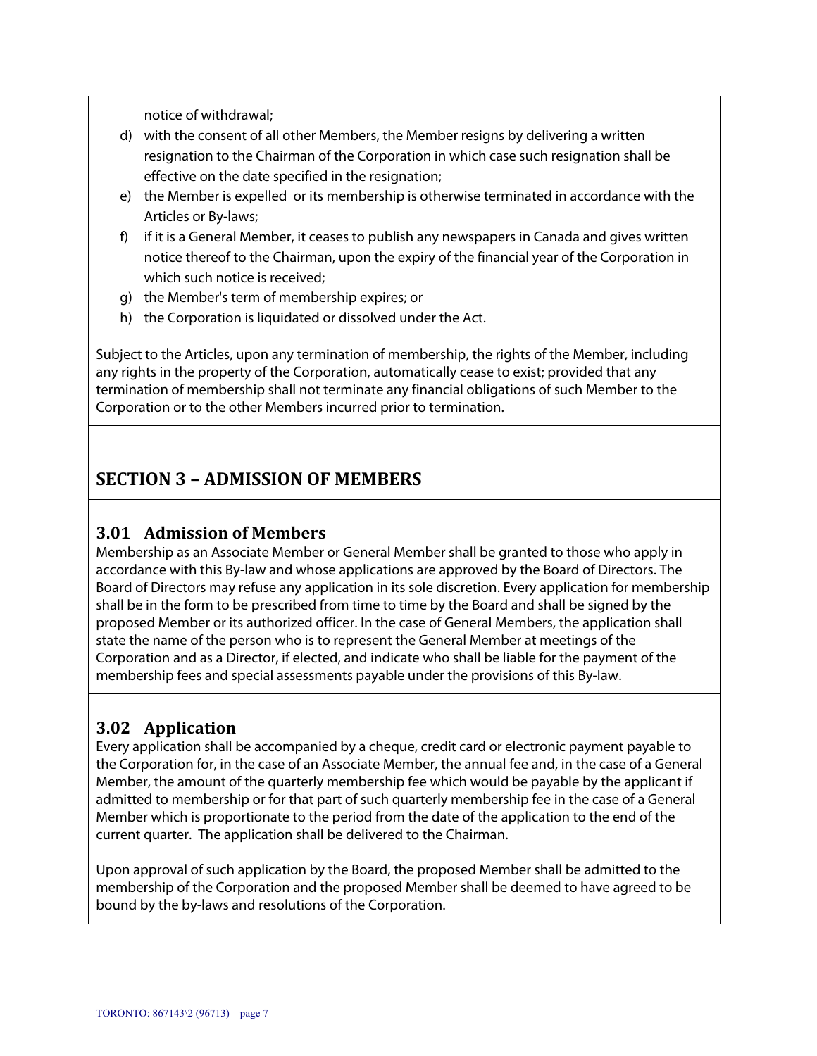notice of withdrawal;

d) with the consent of all other Members, the Member resigns by delivering a written resignation to the Chairman of the Corporation in which case such resignation shall be effective on the date specified in the resignation;
e) the Member is expelled or its membership is otherwise terminated in accordance with the Articles or By-laws;
f) if it is a General Member, it ceases to publish any newspapers in Canada and gives written notice thereof to the Chairman, upon the expiry of the financial year of the Corporation in which such notice is received;
g) the Member's term of membership expires; or
h) the Corporation is liquidated or dissolved under the Act.

Subject to the Articles, upon any termination of membership, the rights of the Member, including any rights in the property of the Corporation, automatically cease to exist; provided that any termination of membership shall not terminate any financial obligations of such Member to the Corporation or to the other Members incurred prior to termination.

## SECTION 3 – ADMISSION OF MEMBERS

### 3.01 Admission of Members

Membership as an Associate Member or General Member shall be granted to those who apply in accordance with this By-law and whose applications are approved by the Board of Directors. The Board of Directors may refuse any application in its sole discretion. Every application for membership shall be in the form to be prescribed from time to time by the Board and shall be signed by the proposed Member or its authorized officer. In the case of General Members, the application shall state the name of the person who is to represent the General Member at meetings of the Corporation and as a Director, if elected, and indicate who shall be liable for the payment of the membership fees and special assessments payable under the provisions of this By-law.

### 3.02 Application

Every application shall be accompanied by a cheque, credit card or electronic payment payable to the Corporation for, in the case of an Associate Member, the annual fee and, in the case of a General Member, the amount of the quarterly membership fee which would be payable by the applicant if admitted to membership or for that part of such quarterly membership fee in the case of a General Member which is proportionate to the period from the date of the application to the end of the current quarter. The application shall be delivered to the Chairman.

Upon approval of such application by the Board, the proposed Member shall be admitted to the membership of the Corporation and the proposed Member shall be deemed to have agreed to be bound by the by-laws and resolutions of the Corporation.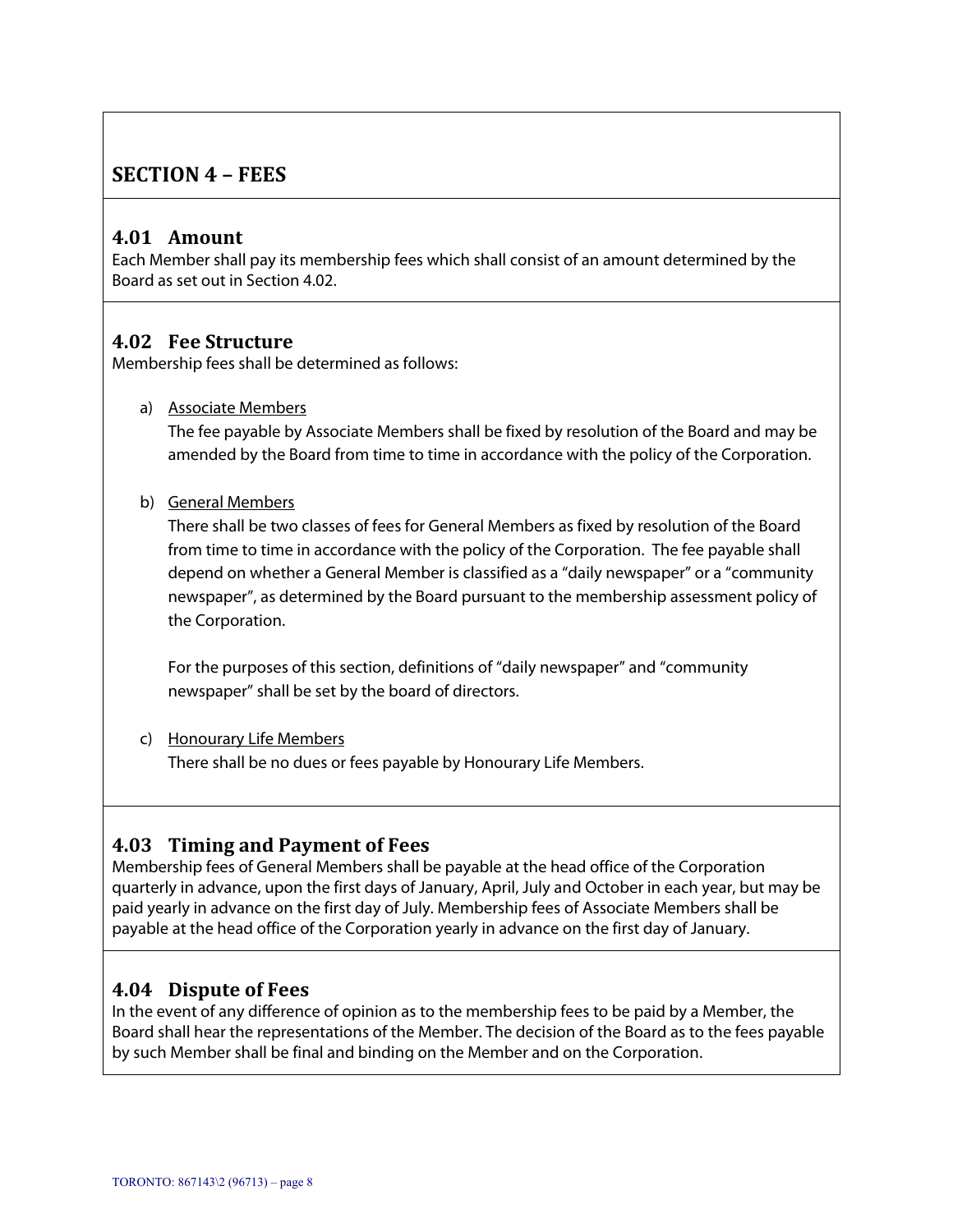## SECTION 4 – FEES

### 4.01 Amount

Each Member shall pay its membership fees which shall consist of an amount determined by the Board as set out in Section 4.02.

### 4.02 Fee Structure

Membership fees shall be determined as follows:

a) Associate Members

The fee payable by Associate Members shall be fixed by resolution of the Board and may be amended by the Board from time to time in accordance with the policy of the Corporation.

b) General Members

There shall be two classes of fees for General Members as fixed by resolution of the Board from time to time in accordance with the policy of the Corporation. The fee payable shall depend on whether a General Member is classified as a "daily newspaper" or a "community newspaper", as determined by the Board pursuant to the membership assessment policy of the Corporation.

For the purposes of this section, definitions of "daily newspaper" and "community newspaper" shall be set by the board of directors.

c) Honourary Life Members

There shall be no dues or fees payable by Honourary Life Members.

### 4.03 Timing and Payment of Fees

Membership fees of General Members shall be payable at the head office of the Corporation quarterly in advance, upon the first days of January, April, July and October in each year, but may be paid yearly in advance on the first day of July. Membership fees of Associate Members shall be payable at the head office of the Corporation yearly in advance on the first day of January.

### 4.04 Dispute of Fees

In the event of any difference of opinion as to the membership fees to be paid by a Member, the Board shall hear the representations of the Member. The decision of the Board as to the fees payable by such Member shall be final and binding on the Member and on the Corporation.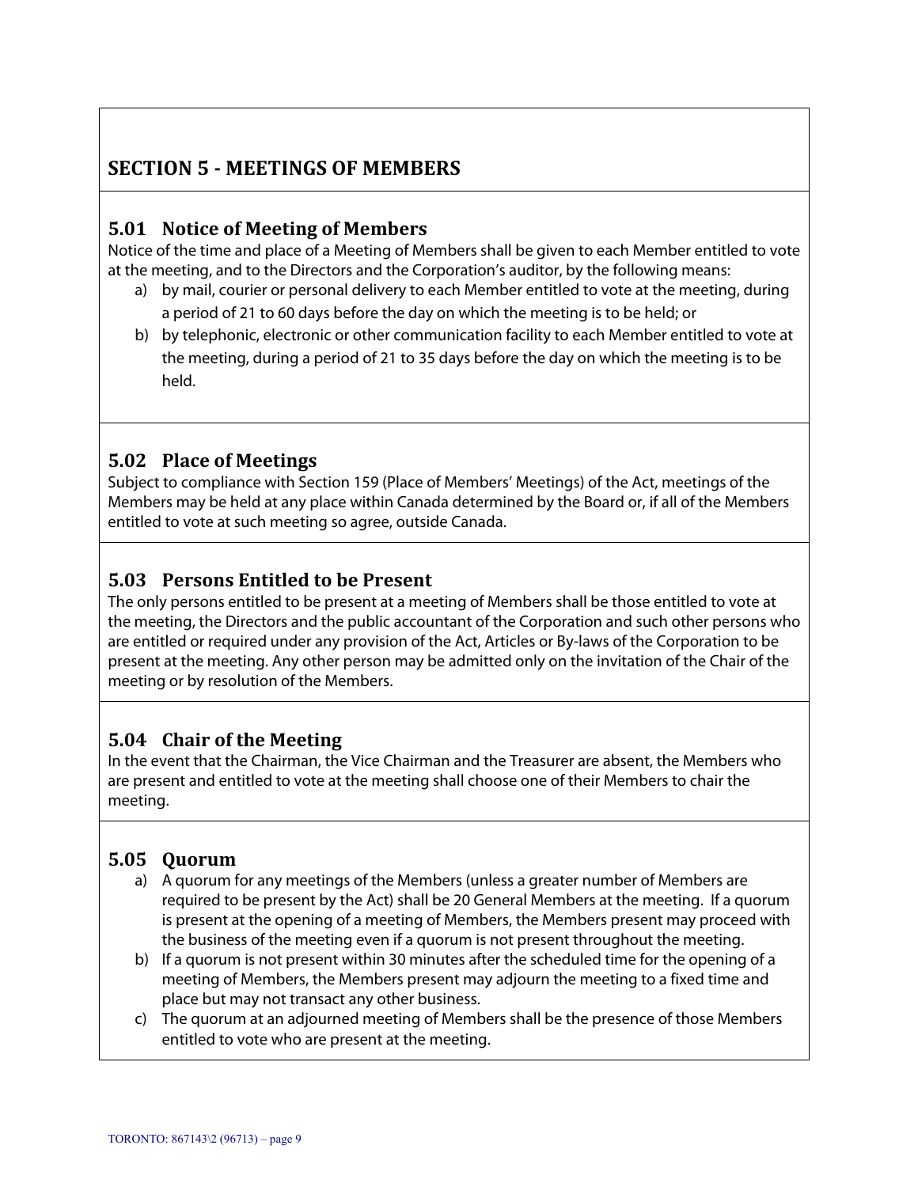## SECTION 5 - MEETINGS OF MEMBERS

### 5.01 Notice of Meeting of Members

Notice of the time and place of a Meeting of Members shall be given to each Member entitled to vote at the meeting, and to the Directors and the Corporation's auditor, by the following means:

a) by mail, courier or personal delivery to each Member entitled to vote at the meeting, during a period of 21 to 60 days before the day on which the meeting is to be held; or
b) by telephonic, electronic or other communication facility to each Member entitled to vote at the meeting, during a period of 21 to 35 days before the day on which the meeting is to be held.

### 5.02 Place of Meetings

Subject to compliance with Section 159 (Place of Members' Meetings) of the Act, meetings of the Members may be held at any place within Canada determined by the Board or, if all of the Members entitled to vote at such meeting so agree, outside Canada.

### 5.03 Persons Entitled to be Present

The only persons entitled to be present at a meeting of Members shall be those entitled to vote at the meeting, the Directors and the public accountant of the Corporation and such other persons who are entitled or required under any provision of the Act, Articles or By-laws of the Corporation to be present at the meeting. Any other person may be admitted only on the invitation of the Chair of the meeting or by resolution of the Members.

### 5.04 Chair of the Meeting

In the event that the Chairman, the Vice Chairman and the Treasurer are absent, the Members who are present and entitled to vote at the meeting shall choose one of their Members to chair the meeting.

### 5.05 Quorum

a) A quorum for any meetings of the Members (unless a greater number of Members are required to be present by the Act) shall be 20 General Members at the meeting. If a quorum is present at the opening of a meeting of Members, the Members present may proceed with the business of the meeting even if a quorum is not present throughout the meeting.
b) If a quorum is not present within 30 minutes after the scheduled time for the opening of a meeting of Members, the Members present may adjourn the meeting to a fixed time and place but may not transact any other business.
c) The quorum at an adjourned meeting of Members shall be the presence of those Members entitled to vote who are present at the meeting.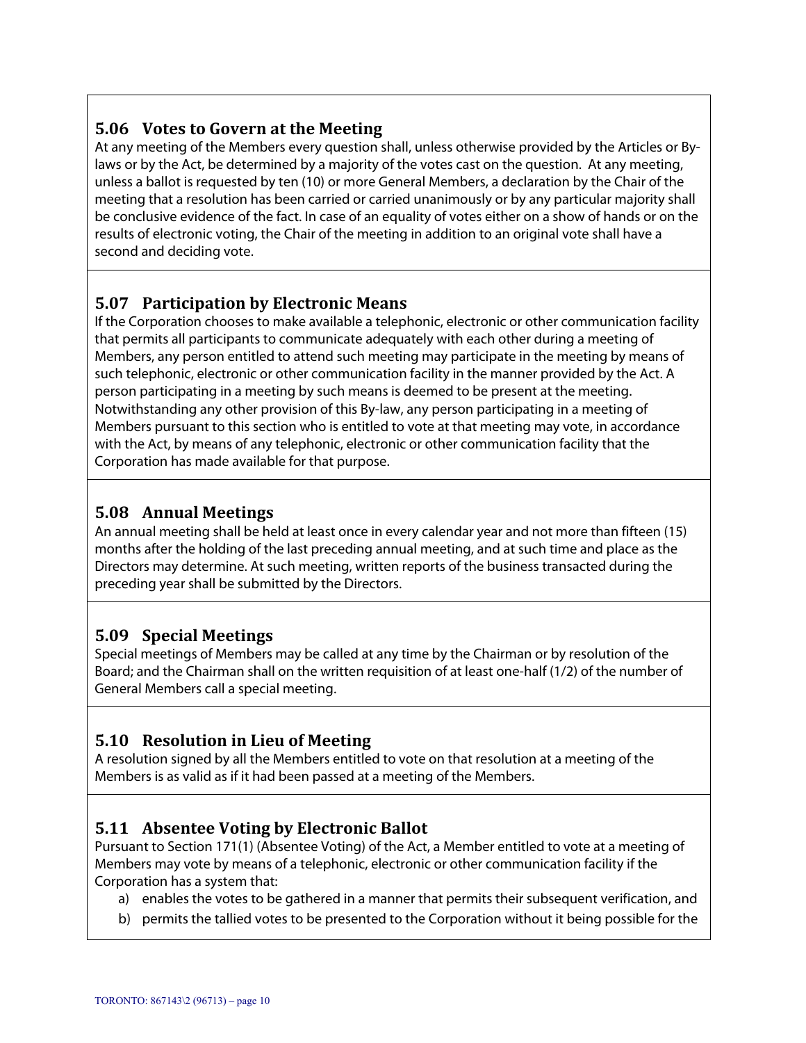### 5.06 Votes to Govern at the Meeting

At any meeting of the Members every question shall, unless otherwise provided by the Articles or By-laws or by the Act, be determined by a majority of the votes cast on the question. At any meeting, unless a ballot is requested by ten (10) or more General Members, a declaration by the Chair of the meeting that a resolution has been carried or carried unanimously or by any particular majority shall be conclusive evidence of the fact. In case of an equality of votes either on a show of hands or on the results of electronic voting, the Chair of the meeting in addition to an original vote shall have a second and deciding vote.

### 5.07 Participation by Electronic Means

If the Corporation chooses to make available a telephonic, electronic or other communication facility that permits all participants to communicate adequately with each other during a meeting of Members, any person entitled to attend such meeting may participate in the meeting by means of such telephonic, electronic or other communication facility in the manner provided by the Act. A person participating in a meeting by such means is deemed to be present at the meeting. Notwithstanding any other provision of this By-law, any person participating in a meeting of Members pursuant to this section who is entitled to vote at that meeting may vote, in accordance with the Act, by means of any telephonic, electronic or other communication facility that the Corporation has made available for that purpose.

### 5.08 Annual Meetings

An annual meeting shall be held at least once in every calendar year and not more than fifteen (15) months after the holding of the last preceding annual meeting, and at such time and place as the Directors may determine. At such meeting, written reports of the business transacted during the preceding year shall be submitted by the Directors.

### 5.09 Special Meetings

Special meetings of Members may be called at any time by the Chairman or by resolution of the Board; and the Chairman shall on the written requisition of at least one-half (1/2) of the number of General Members call a special meeting.

### 5.10 Resolution in Lieu of Meeting

A resolution signed by all the Members entitled to vote on that resolution at a meeting of the Members is as valid as if it had been passed at a meeting of the Members.

### 5.11 Absentee Voting by Electronic Ballot

Pursuant to Section 171(1) (Absentee Voting) of the Act, a Member entitled to vote at a meeting of Members may vote by means of a telephonic, electronic or other communication facility if the Corporation has a system that:

a) enables the votes to be gathered in a manner that permits their subsequent verification, and
b) permits the tallied votes to be presented to the Corporation without it being possible for the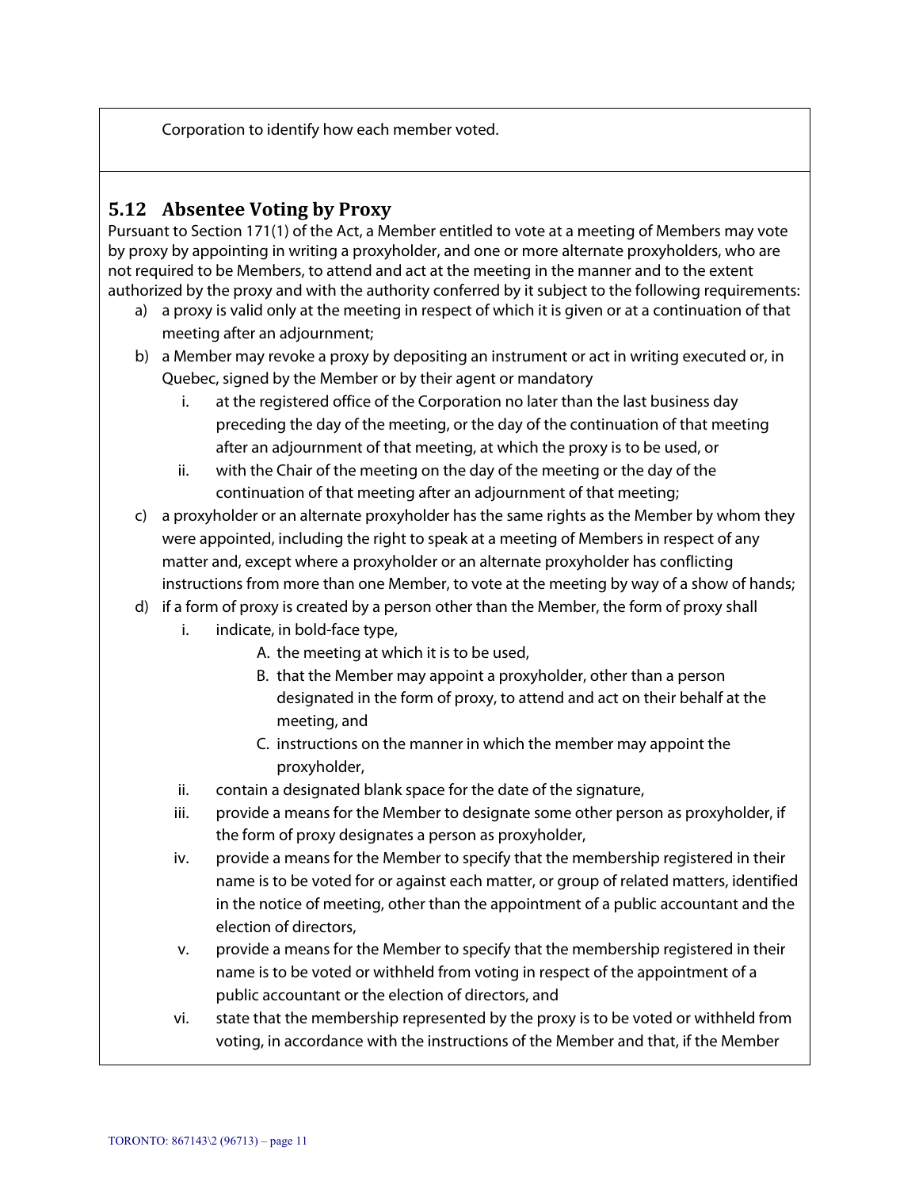Corporation to identify how each member voted.

## 5.12 Absentee Voting by Proxy

Pursuant to Section 171(1) of the Act, a Member entitled to vote at a meeting of Members may vote by proxy by appointing in writing a proxyholder, and one or more alternate proxyholders, who are not required to be Members, to attend and act at the meeting in the manner and to the extent authorized by the proxy and with the authority conferred by it subject to the following requirements:

a) a proxy is valid only at the meeting in respect of which it is given or at a continuation of that meeting after an adjournment;

b) a Member may revoke a proxy by depositing an instrument or act in writing executed or, in Quebec, signed by the Member or by their agent or mandatory

   i. at the registered office of the Corporation no later than the last business day preceding the day of the meeting, or the day of the continuation of that meeting after an adjournment of that meeting, at which the proxy is to be used, or

   ii. with the Chair of the meeting on the day of the meeting or the day of the continuation of that meeting after an adjournment of that meeting;

c) a proxyholder or an alternate proxyholder has the same rights as the Member by whom they were appointed, including the right to speak at a meeting of Members in respect of any matter and, except where a proxyholder or an alternate proxyholder has conflicting instructions from more than one Member, to vote at the meeting by way of a show of hands;

d) if a form of proxy is created by a person other than the Member, the form of proxy shall

   i. indicate, in bold-face type,

      A. the meeting at which it is to be used,

      B. that the Member may appoint a proxyholder, other than a person designated in the form of proxy, to attend and act on their behalf at the meeting, and

      C. instructions on the manner in which the member may appoint the proxyholder,

   ii. contain a designated blank space for the date of the signature,

   iii. provide a means for the Member to designate some other person as proxyholder, if the form of proxy designates a person as proxyholder,

   iv. provide a means for the Member to specify that the membership registered in their name is to be voted for or against each matter, or group of related matters, identified in the notice of meeting, other than the appointment of a public accountant and the election of directors,

   v. provide a means for the Member to specify that the membership registered in their name is to be voted or withheld from voting in respect of the appointment of a public accountant or the election of directors, and

   vi. state that the membership represented by the proxy is to be voted or withheld from voting, in accordance with the instructions of the Member and that, if the Member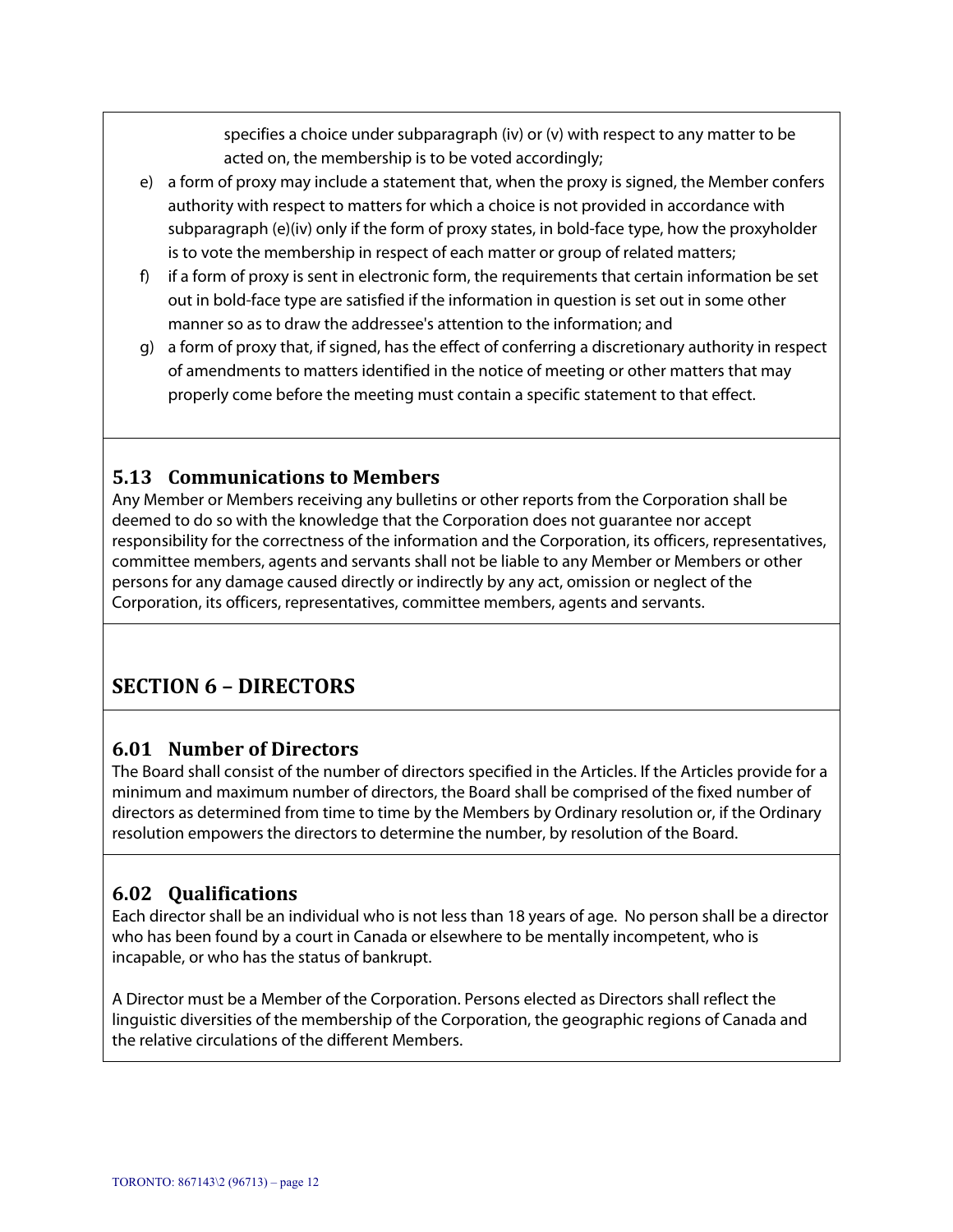specifies a choice under subparagraph (iv) or (v) with respect to any matter to be acted on, the membership is to be voted accordingly;

e) a form of proxy may include a statement that, when the proxy is signed, the Member confers authority with respect to matters for which a choice is not provided in accordance with subparagraph (e)(iv) only if the form of proxy states, in bold-face type, how the proxyholder is to vote the membership in respect of each matter or group of related matters;

f) if a form of proxy is sent in electronic form, the requirements that certain information be set out in bold-face type are satisfied if the information in question is set out in some other manner so as to draw the addressee's attention to the information; and

g) a form of proxy that, if signed, has the effect of conferring a discretionary authority in respect of amendments to matters identified in the notice of meeting or other matters that may properly come before the meeting must contain a specific statement to that effect.

### 5.13 Communications to Members

Any Member or Members receiving any bulletins or other reports from the Corporation shall be deemed to do so with the knowledge that the Corporation does not guarantee nor accept responsibility for the correctness of the information and the Corporation, its officers, representatives, committee members, agents and servants shall not be liable to any Member or Members or other persons for any damage caused directly or indirectly by any act, omission or neglect of the Corporation, its officers, representatives, committee members, agents and servants.

## SECTION 6 – DIRECTORS

### 6.01 Number of Directors

The Board shall consist of the number of directors specified in the Articles. If the Articles provide for a minimum and maximum number of directors, the Board shall be comprised of the fixed number of directors as determined from time to time by the Members by Ordinary resolution or, if the Ordinary resolution empowers the directors to determine the number, by resolution of the Board.

### 6.02 Qualifications

Each director shall be an individual who is not less than 18 years of age. No person shall be a director who has been found by a court in Canada or elsewhere to be mentally incompetent, who is incapable, or who has the status of bankrupt.

A Director must be a Member of the Corporation. Persons elected as Directors shall reflect the linguistic diversities of the membership of the Corporation, the geographic regions of Canada and the relative circulations of the different Members.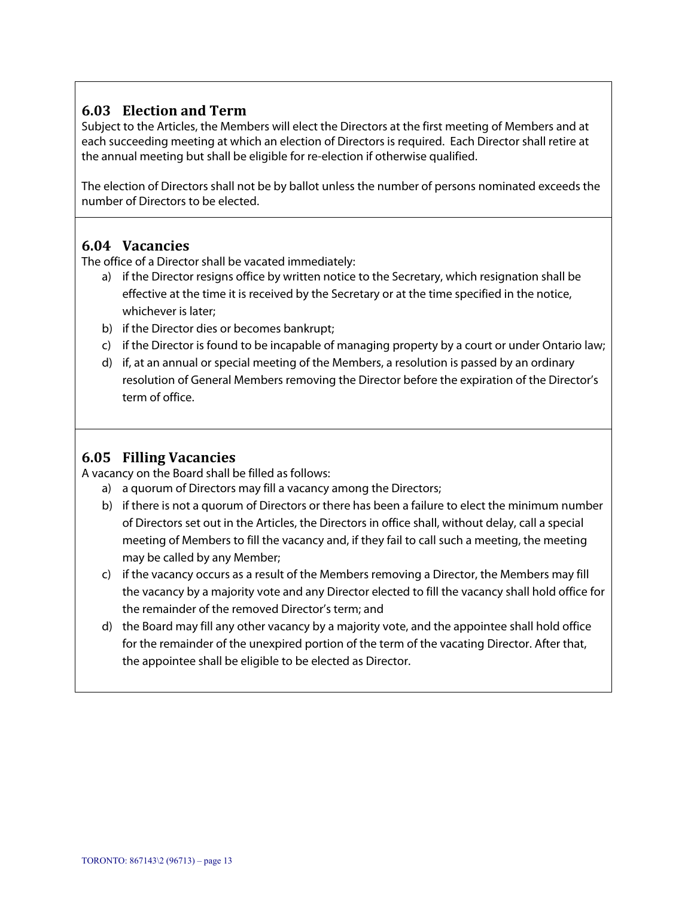## 6.03 Election and Term

Subject to the Articles, the Members will elect the Directors at the first meeting of Members and at each succeeding meeting at which an election of Directors is required. Each Director shall retire at the annual meeting but shall be eligible for re-election if otherwise qualified.

The election of Directors shall not be by ballot unless the number of persons nominated exceeds the number of Directors to be elected.

## 6.04 Vacancies

The office of a Director shall be vacated immediately:

a) if the Director resigns office by written notice to the Secretary, which resignation shall be effective at the time it is received by the Secretary or at the time specified in the notice, whichever is later;
b) if the Director dies or becomes bankrupt;
c) if the Director is found to be incapable of managing property by a court or under Ontario law;
d) if, at an annual or special meeting of the Members, a resolution is passed by an ordinary resolution of General Members removing the Director before the expiration of the Director's term of office.

## 6.05 Filling Vacancies

A vacancy on the Board shall be filled as follows:

a) a quorum of Directors may fill a vacancy among the Directors;
b) if there is not a quorum of Directors or there has been a failure to elect the minimum number of Directors set out in the Articles, the Directors in office shall, without delay, call a special meeting of Members to fill the vacancy and, if they fail to call such a meeting, the meeting may be called by any Member;
c) if the vacancy occurs as a result of the Members removing a Director, the Members may fill the vacancy by a majority vote and any Director elected to fill the vacancy shall hold office for the remainder of the removed Director's term; and
d) the Board may fill any other vacancy by a majority vote, and the appointee shall hold office for the remainder of the unexpired portion of the term of the vacating Director. After that, the appointee shall be eligible to be elected as Director.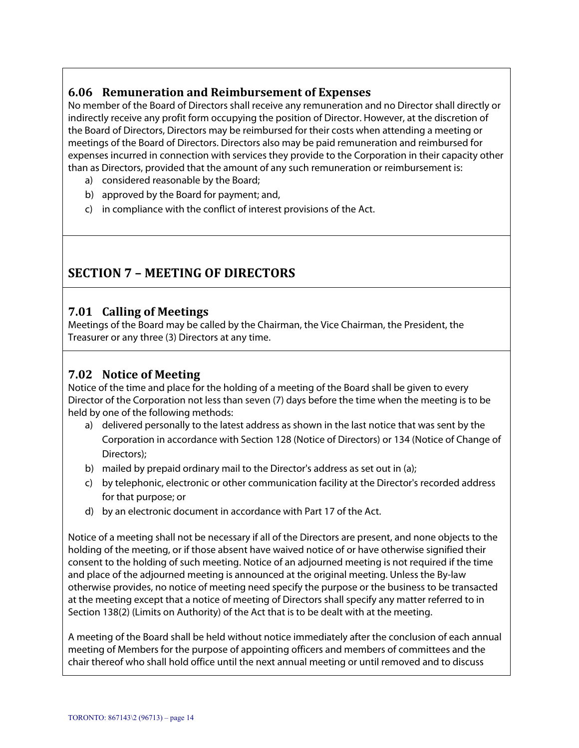### 6.06 Remuneration and Reimbursement of Expenses

No member of the Board of Directors shall receive any remuneration and no Director shall directly or indirectly receive any profit form occupying the position of Director. However, at the discretion of the Board of Directors, Directors may be reimbursed for their costs when attending a meeting or meetings of the Board of Directors. Directors also may be paid remuneration and reimbursed for expenses incurred in connection with services they provide to the Corporation in their capacity other than as Directors, provided that the amount of any such remuneration or reimbursement is:

a) considered reasonable by the Board;
b) approved by the Board for payment; and,
c) in compliance with the conflict of interest provisions of the Act.

## SECTION 7 – MEETING OF DIRECTORS

### 7.01 Calling of Meetings

Meetings of the Board may be called by the Chairman, the Vice Chairman, the President, the Treasurer or any three (3) Directors at any time.

### 7.02 Notice of Meeting

Notice of the time and place for the holding of a meeting of the Board shall be given to every Director of the Corporation not less than seven (7) days before the time when the meeting is to be held by one of the following methods:

a) delivered personally to the latest address as shown in the last notice that was sent by the Corporation in accordance with Section 128 (Notice of Directors) or 134 (Notice of Change of Directors);
b) mailed by prepaid ordinary mail to the Director's address as set out in (a);
c) by telephonic, electronic or other communication facility at the Director's recorded address for that purpose; or
d) by an electronic document in accordance with Part 17 of the Act.

Notice of a meeting shall not be necessary if all of the Directors are present, and none objects to the holding of the meeting, or if those absent have waived notice of or have otherwise signified their consent to the holding of such meeting. Notice of an adjourned meeting is not required if the time and place of the adjourned meeting is announced at the original meeting. Unless the By-law otherwise provides, no notice of meeting need specify the purpose or the business to be transacted at the meeting except that a notice of meeting of Directors shall specify any matter referred to in Section 138(2) (Limits on Authority) of the Act that is to be dealt with at the meeting.

A meeting of the Board shall be held without notice immediately after the conclusion of each annual meeting of Members for the purpose of appointing officers and members of committees and the chair thereof who shall hold office until the next annual meeting or until removed and to discuss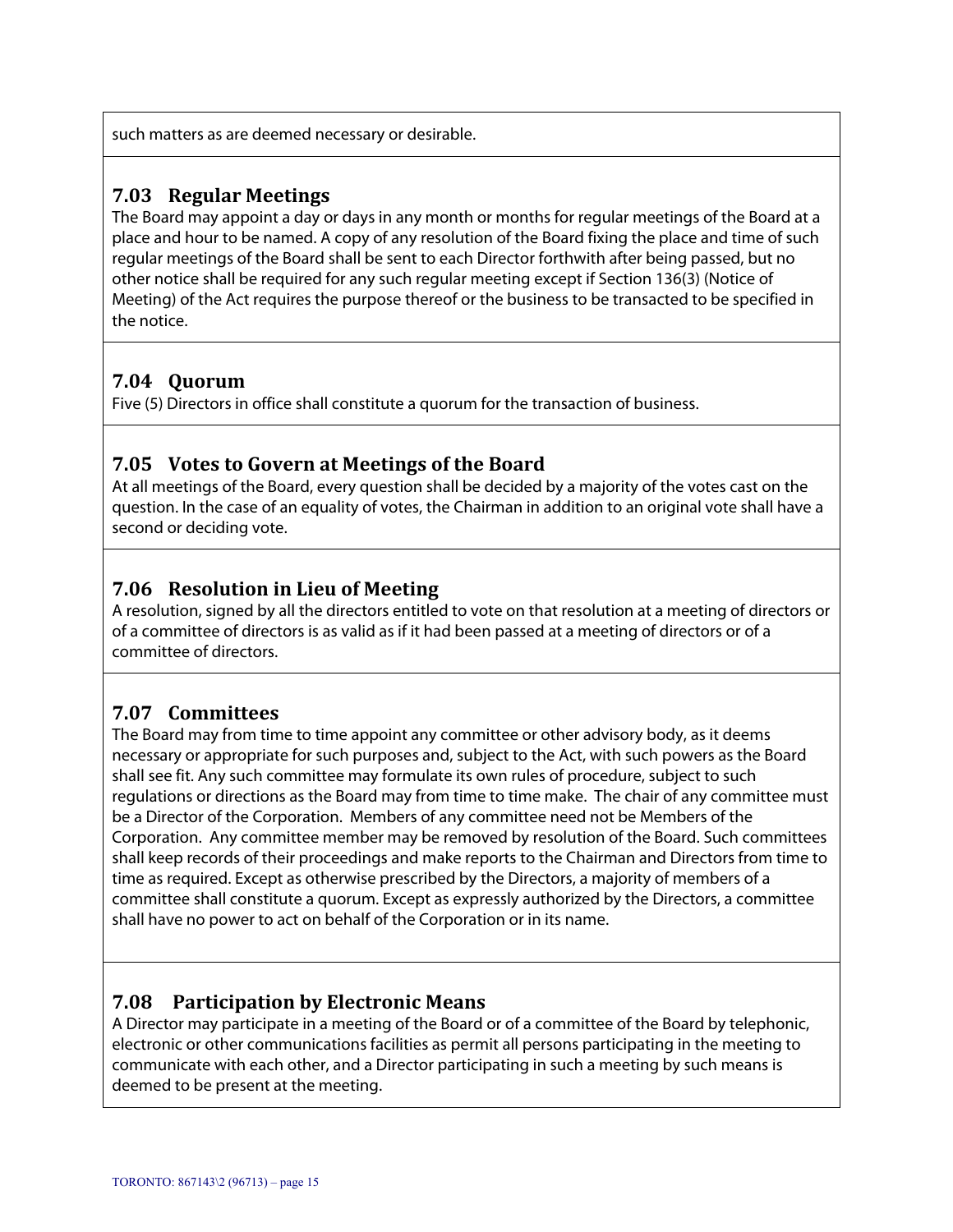such matters as are deemed necessary or desirable.

### 7.03 Regular Meetings

The Board may appoint a day or days in any month or months for regular meetings of the Board at a place and hour to be named. A copy of any resolution of the Board fixing the place and time of such regular meetings of the Board shall be sent to each Director forthwith after being passed, but no other notice shall be required for any such regular meeting except if Section 136(3) (Notice of Meeting) of the Act requires the purpose thereof or the business to be transacted to be specified in the notice.

### 7.04 Quorum

Five (5) Directors in office shall constitute a quorum for the transaction of business.

### 7.05 Votes to Govern at Meetings of the Board

At all meetings of the Board, every question shall be decided by a majority of the votes cast on the question. In the case of an equality of votes, the Chairman in addition to an original vote shall have a second or deciding vote.

### 7.06 Resolution in Lieu of Meeting

A resolution, signed by all the directors entitled to vote on that resolution at a meeting of directors or of a committee of directors is as valid as if it had been passed at a meeting of directors or of a committee of directors.

### 7.07 Committees

The Board may from time to time appoint any committee or other advisory body, as it deems necessary or appropriate for such purposes and, subject to the Act, with such powers as the Board shall see fit. Any such committee may formulate its own rules of procedure, subject to such regulations or directions as the Board may from time to time make. The chair of any committee must be a Director of the Corporation. Members of any committee need not be Members of the Corporation. Any committee member may be removed by resolution of the Board. Such committees shall keep records of their proceedings and make reports to the Chairman and Directors from time to time as required. Except as otherwise prescribed by the Directors, a majority of members of a committee shall constitute a quorum. Except as expressly authorized by the Directors, a committee shall have no power to act on behalf of the Corporation or in its name.

### 7.08 Participation by Electronic Means

A Director may participate in a meeting of the Board or of a committee of the Board by telephonic, electronic or other communications facilities as permit all persons participating in the meeting to communicate with each other, and a Director participating in such a meeting by such means is deemed to be present at the meeting.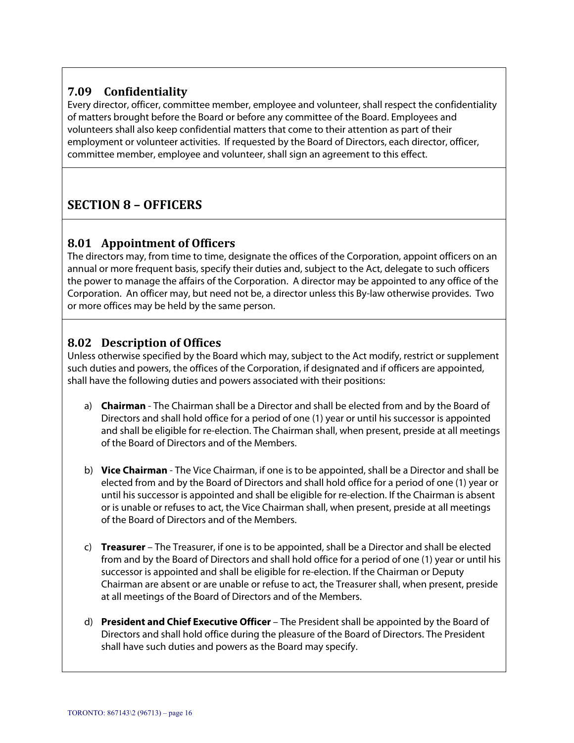### 7.09 Confidentiality

Every director, officer, committee member, employee and volunteer, shall respect the confidentiality of matters brought before the Board or before any committee of the Board. Employees and volunteers shall also keep confidential matters that come to their attention as part of their employment or volunteer activities. If requested by the Board of Directors, each director, officer, committee member, employee and volunteer, shall sign an agreement to this effect.

## SECTION 8 – OFFICERS

### 8.01 Appointment of Officers

The directors may, from time to time, designate the offices of the Corporation, appoint officers on an annual or more frequent basis, specify their duties and, subject to the Act, delegate to such officers the power to manage the affairs of the Corporation. A director may be appointed to any office of the Corporation. An officer may, but need not be, a director unless this By-law otherwise provides. Two or more offices may be held by the same person.

### 8.02 Description of Offices

Unless otherwise specified by the Board which may, subject to the Act modify, restrict or supplement such duties and powers, the offices of the Corporation, if designated and if officers are appointed, shall have the following duties and powers associated with their positions:

a) **Chairman** - The Chairman shall be a Director and shall be elected from and by the Board of Directors and shall hold office for a period of one (1) year or until his successor is appointed and shall be eligible for re-election. The Chairman shall, when present, preside at all meetings of the Board of Directors and of the Members.

b) **Vice Chairman** - The Vice Chairman, if one is to be appointed, shall be a Director and shall be elected from and by the Board of Directors and shall hold office for a period of one (1) year or until his successor is appointed and shall be eligible for re-election. If the Chairman is absent or is unable or refuses to act, the Vice Chairman shall, when present, preside at all meetings of the Board of Directors and of the Members.

c) **Treasurer** – The Treasurer, if one is to be appointed, shall be a Director and shall be elected from and by the Board of Directors and shall hold office for a period of one (1) year or until his successor is appointed and shall be eligible for re-election. If the Chairman or Deputy Chairman are absent or are unable or refuse to act, the Treasurer shall, when present, preside at all meetings of the Board of Directors and of the Members.

d) **President and Chief Executive Officer** – The President shall be appointed by the Board of Directors and shall hold office during the pleasure of the Board of Directors. The President shall have such duties and powers as the Board may specify.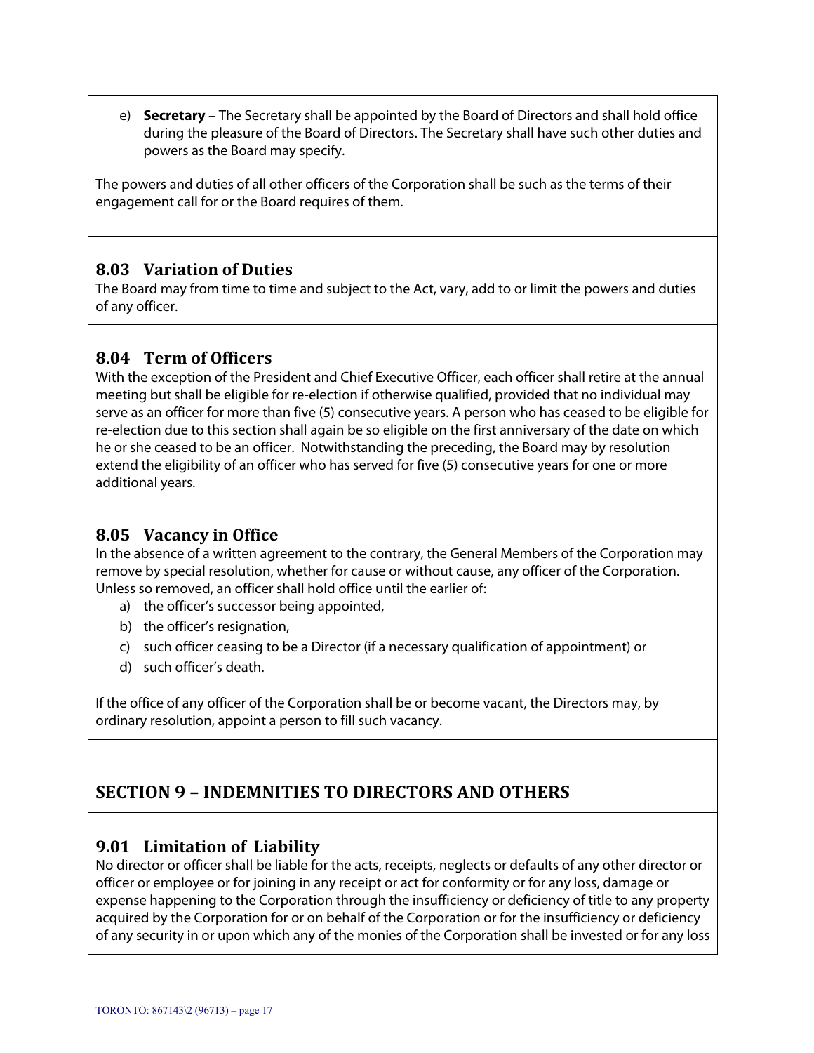e) **Secretary** – The Secretary shall be appointed by the Board of Directors and shall hold office during the pleasure of the Board of Directors. The Secretary shall have such other duties and powers as the Board may specify.

The powers and duties of all other officers of the Corporation shall be such as the terms of their engagement call for or the Board requires of them.

### 8.03 Variation of Duties

The Board may from time to time and subject to the Act, vary, add to or limit the powers and duties of any officer.

### 8.04 Term of Officers

With the exception of the President and Chief Executive Officer, each officer shall retire at the annual meeting but shall be eligible for re-election if otherwise qualified, provided that no individual may serve as an officer for more than five (5) consecutive years. A person who has ceased to be eligible for re-election due to this section shall again be so eligible on the first anniversary of the date on which he or she ceased to be an officer. Notwithstanding the preceding, the Board may by resolution extend the eligibility of an officer who has served for five (5) consecutive years for one or more additional years.

### 8.05 Vacancy in Office

In the absence of a written agreement to the contrary, the General Members of the Corporation may remove by special resolution, whether for cause or without cause, any officer of the Corporation. Unless so removed, an officer shall hold office until the earlier of:

a) the officer's successor being appointed,
b) the officer's resignation,
c) such officer ceasing to be a Director (if a necessary qualification of appointment) or
d) such officer's death.

If the office of any officer of the Corporation shall be or become vacant, the Directors may, by ordinary resolution, appoint a person to fill such vacancy.

## SECTION 9 – INDEMNITIES TO DIRECTORS AND OTHERS

### 9.01 Limitation of Liability

No director or officer shall be liable for the acts, receipts, neglects or defaults of any other director or officer or employee or for joining in any receipt or act for conformity or for any loss, damage or expense happening to the Corporation through the insufficiency or deficiency of title to any property acquired by the Corporation for or on behalf of the Corporation or for the insufficiency or deficiency of any security in or upon which any of the monies of the Corporation shall be invested or for any loss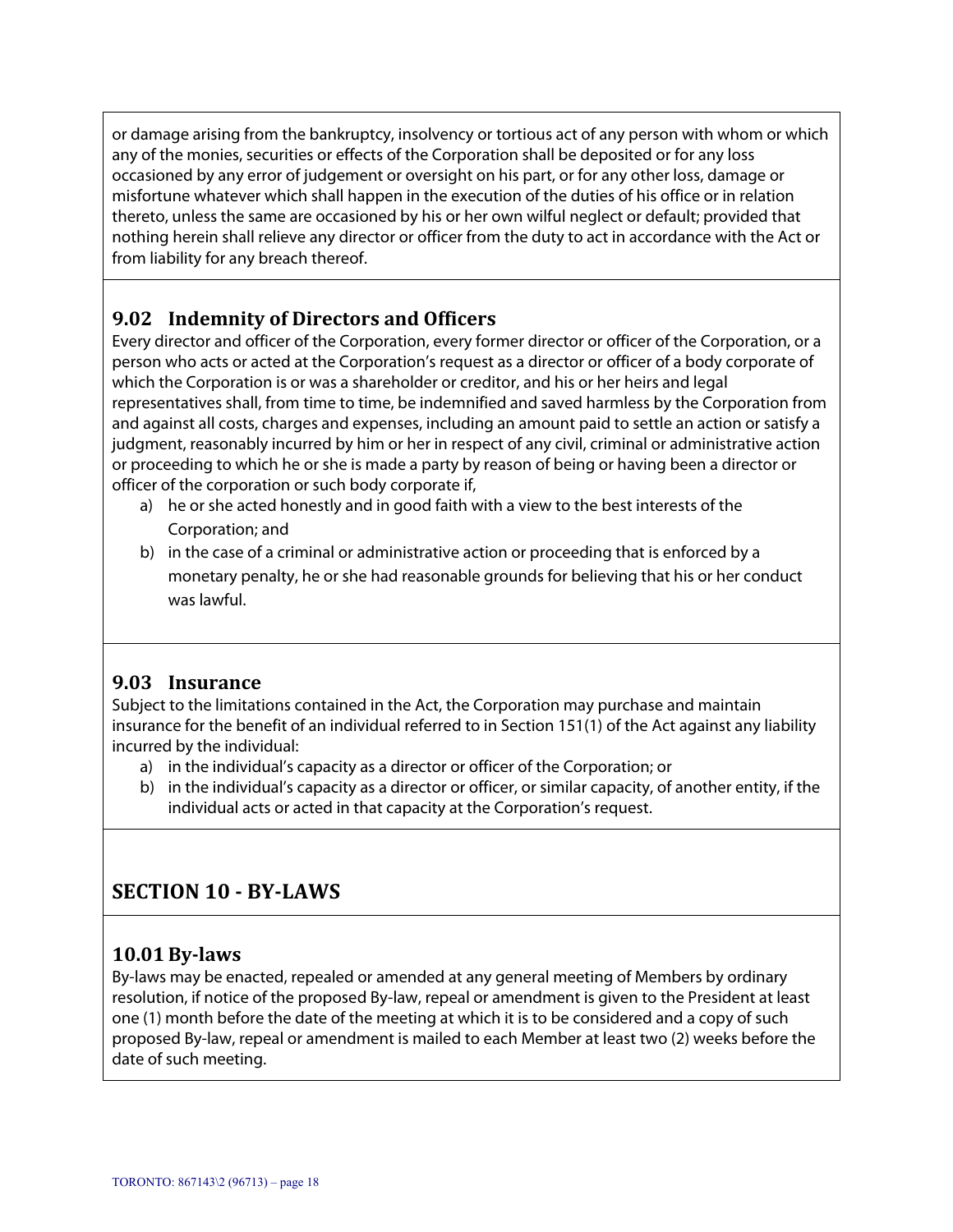or damage arising from the bankruptcy, insolvency or tortious act of any person with whom or which any of the monies, securities or effects of the Corporation shall be deposited or for any loss occasioned by any error of judgement or oversight on his part, or for any other loss, damage or misfortune whatever which shall happen in the execution of the duties of his office or in relation thereto, unless the same are occasioned by his or her own wilful neglect or default; provided that nothing herein shall relieve any director or officer from the duty to act in accordance with the Act or from liability for any breach thereof.

### 9.02 Indemnity of Directors and Officers

Every director and officer of the Corporation, every former director or officer of the Corporation, or a person who acts or acted at the Corporation's request as a director or officer of a body corporate of which the Corporation is or was a shareholder or creditor, and his or her heirs and legal representatives shall, from time to time, be indemnified and saved harmless by the Corporation from and against all costs, charges and expenses, including an amount paid to settle an action or satisfy a judgment, reasonably incurred by him or her in respect of any civil, criminal or administrative action or proceeding to which he or she is made a party by reason of being or having been a director or officer of the corporation or such body corporate if,

a) he or she acted honestly and in good faith with a view to the best interests of the Corporation; and
b) in the case of a criminal or administrative action or proceeding that is enforced by a monetary penalty, he or she had reasonable grounds for believing that his or her conduct was lawful.

### 9.03 Insurance

Subject to the limitations contained in the Act, the Corporation may purchase and maintain insurance for the benefit of an individual referred to in Section 151(1) of the Act against any liability incurred by the individual:

a) in the individual's capacity as a director or officer of the Corporation; or
b) in the individual's capacity as a director or officer, or similar capacity, of another entity, if the individual acts or acted in that capacity at the Corporation's request.

## SECTION 10 - BY-LAWS

### 10.01 By-laws

By-laws may be enacted, repealed or amended at any general meeting of Members by ordinary resolution, if notice of the proposed By-law, repeal or amendment is given to the President at least one (1) month before the date of the meeting at which it is to be considered and a copy of such proposed By-law, repeal or amendment is mailed to each Member at least two (2) weeks before the date of such meeting.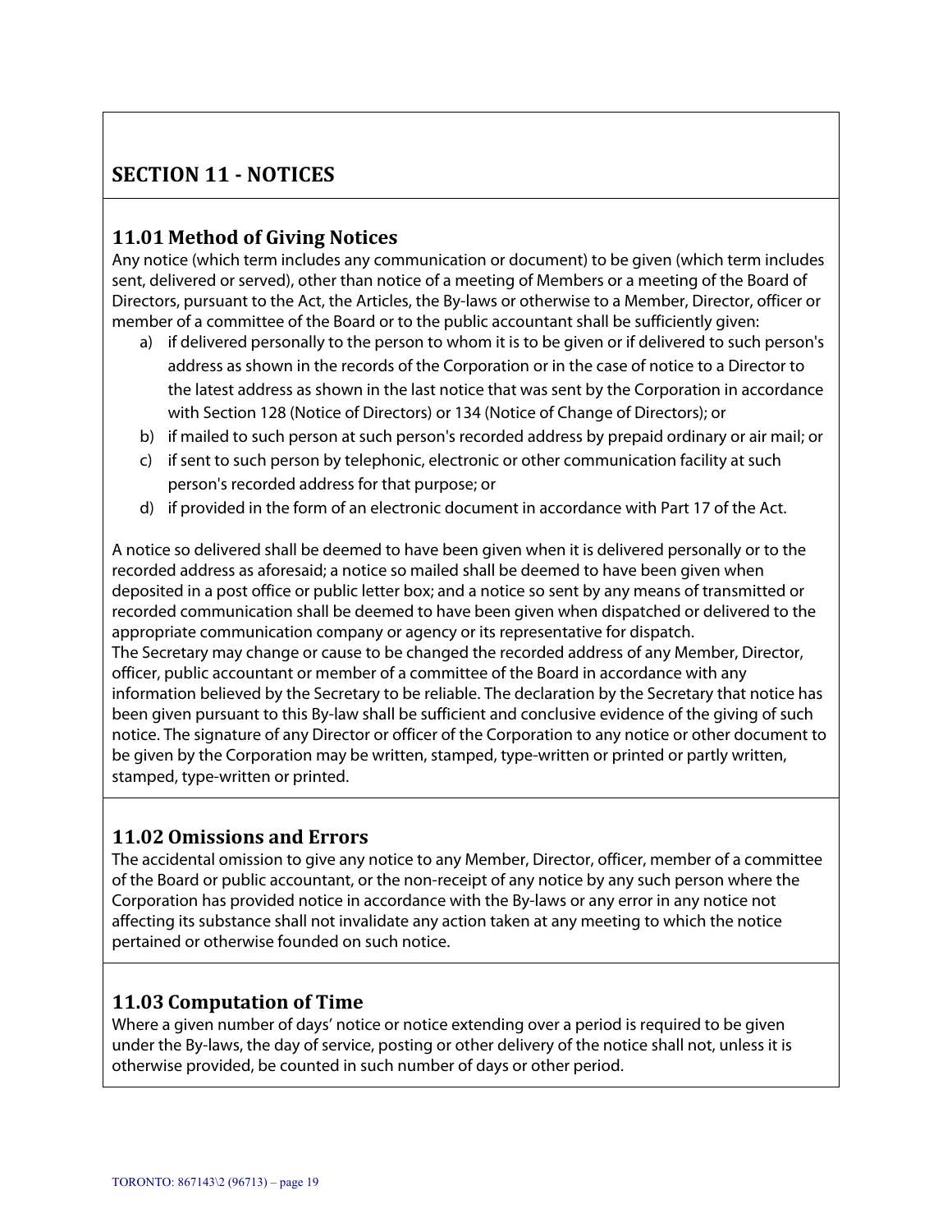## SECTION 11 - NOTICES

### 11.01 Method of Giving Notices

Any notice (which term includes any communication or document) to be given (which term includes sent, delivered or served), other than notice of a meeting of Members or a meeting of the Board of Directors, pursuant to the Act, the Articles, the By-laws or otherwise to a Member, Director, officer or member of a committee of the Board or to the public accountant shall be sufficiently given:

a) if delivered personally to the person to whom it is to be given or if delivered to such person's address as shown in the records of the Corporation or in the case of notice to a Director to the latest address as shown in the last notice that was sent by the Corporation in accordance with Section 128 (Notice of Directors) or 134 (Notice of Change of Directors); or
b) if mailed to such person at such person's recorded address by prepaid ordinary or air mail; or
c) if sent to such person by telephonic, electronic or other communication facility at such person's recorded address for that purpose; or
d) if provided in the form of an electronic document in accordance with Part 17 of the Act.

A notice so delivered shall be deemed to have been given when it is delivered personally or to the recorded address as aforesaid; a notice so mailed shall be deemed to have been given when deposited in a post office or public letter box; and a notice so sent by any means of transmitted or recorded communication shall be deemed to have been given when dispatched or delivered to the appropriate communication company or agency or its representative for dispatch.
The Secretary may change or cause to be changed the recorded address of any Member, Director, officer, public accountant or member of a committee of the Board in accordance with any information believed by the Secretary to be reliable. The declaration by the Secretary that notice has been given pursuant to this By-law shall be sufficient and conclusive evidence of the giving of such notice. The signature of any Director or officer of the Corporation to any notice or other document to be given by the Corporation may be written, stamped, type-written or printed or partly written, stamped, type-written or printed.

### 11.02 Omissions and Errors

The accidental omission to give any notice to any Member, Director, officer, member of a committee of the Board or public accountant, or the non-receipt of any notice by any such person where the Corporation has provided notice in accordance with the By-laws or any error in any notice not affecting its substance shall not invalidate any action taken at any meeting to which the notice pertained or otherwise founded on such notice.

### 11.03 Computation of Time

Where a given number of days' notice or notice extending over a period is required to be given under the By-laws, the day of service, posting or other delivery of the notice shall not, unless it is otherwise provided, be counted in such number of days or other period.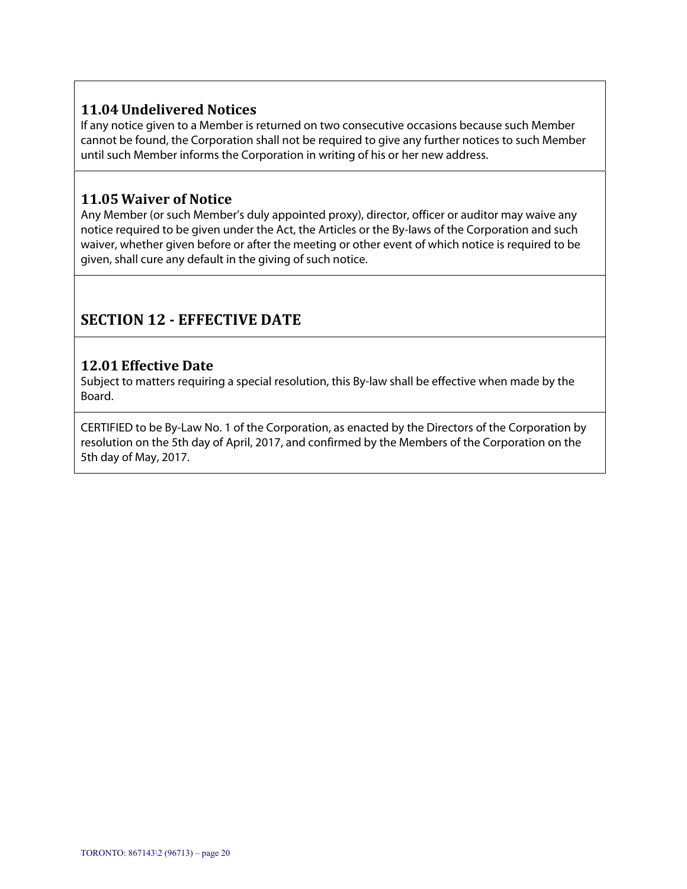### 11.04 Undelivered Notices

If any notice given to a Member is returned on two consecutive occasions because such Member cannot be found, the Corporation shall not be required to give any further notices to such Member until such Member informs the Corporation in writing of his or her new address.

### 11.05 Waiver of Notice

Any Member (or such Member's duly appointed proxy), director, officer or auditor may waive any notice required to be given under the Act, the Articles or the By-laws of the Corporation and such waiver, whether given before or after the meeting or other event of which notice is required to be given, shall cure any default in the giving of such notice.

## SECTION 12 - EFFECTIVE DATE

### 12.01 Effective Date

Subject to matters requiring a special resolution, this By-law shall be effective when made by the Board.

CERTIFIED to be By-Law No. 1 of the Corporation, as enacted by the Directors of the Corporation by resolution on the 5th day of April, 2017, and confirmed by the Members of the Corporation on the 5th day of May, 2017.

TORONTO: 867143\2 (96713)